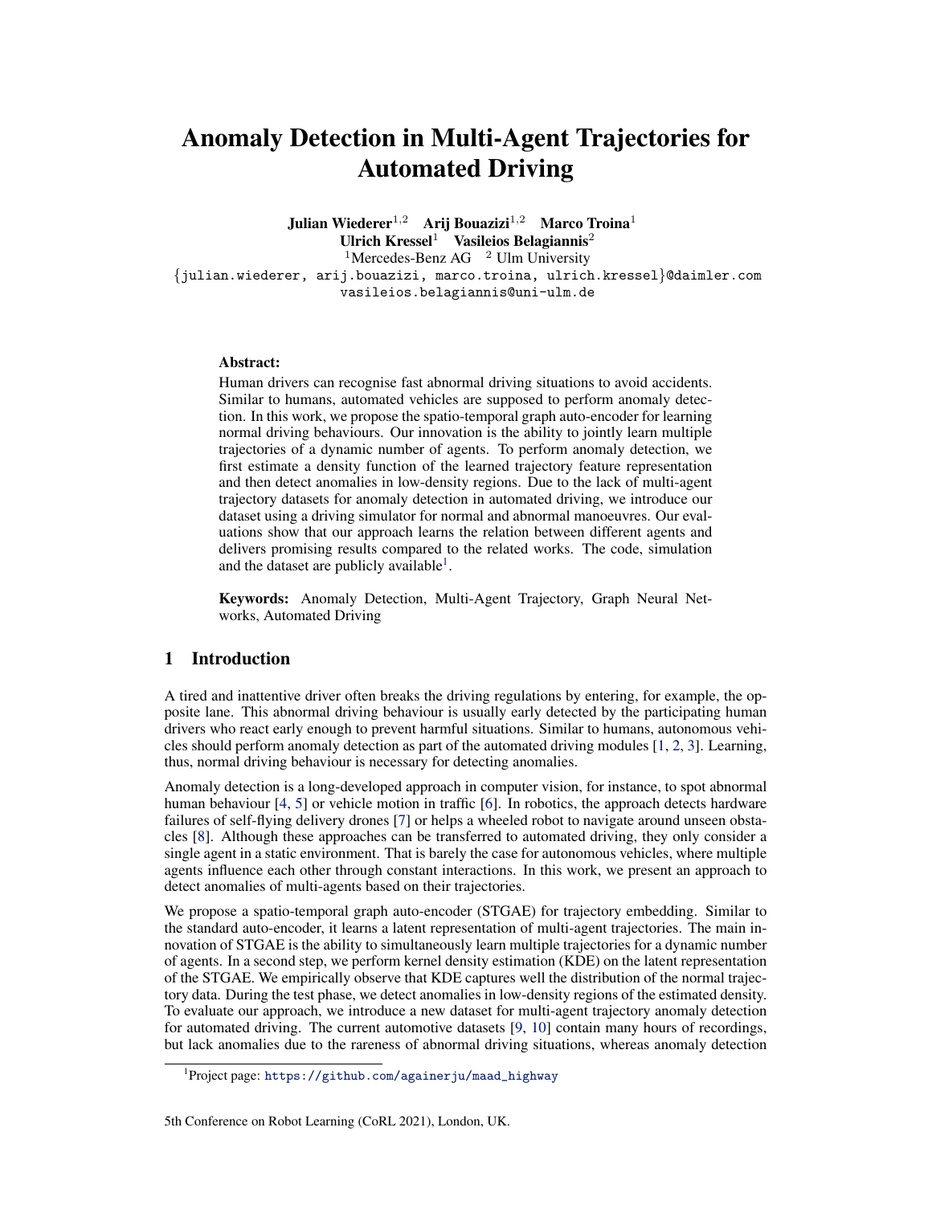# Anomaly Detection in Multi-Agent Trajectories for Automated Driving

**Julian Wiederer**[1,2] **Arij Bouazizi**[1,2] **Marco Troina**[1]
**Ulrich Kressel**[1] **Vasileios Belagiannis**[2]

[1]Mercedes-Benz AG [2] Ulm University

{julian.wiederer, arij.bouazizi, marco.troina, ulrich.kressel}@daimler.com
vasileios.belagiannis@uni-ulm.de

**Abstract:**
Human drivers can recognise fast abnormal driving situations to avoid accidents. Similar to humans, automated vehicles are supposed to perform anomaly detection. In this work, we propose the spatio-temporal graph auto-encoder for learning normal driving behaviours. Our innovation is the ability to jointly learn multiple trajectories of a dynamic number of agents. To perform anomaly detection, we first estimate a density function of the learned trajectory feature representation and then detect anomalies in low-density regions. Due to the lack of multi-agent trajectory datasets for anomaly detection in automated driving, we introduce our dataset using a driving simulator for normal and abnormal manoeuvres. Our evaluations show that our approach learns the relation between different agents and delivers promising results compared to the related works. The code, simulation and the dataset are publicly available[1].

**Keywords:** Anomaly Detection, Multi-Agent Trajectory, Graph Neural Networks, Automated Driving

## 1 Introduction

A tired and inattentive driver often breaks the driving regulations by entering, for example, the opposite lane. This abnormal driving behaviour is usually early detected by the participating human drivers who react early enough to prevent harmful situations. Similar to humans, autonomous vehicles should perform anomaly detection as part of the automated driving modules [1, 2, 3]. Learning, thus, normal driving behaviour is necessary for detecting anomalies.

Anomaly detection is a long-developed approach in computer vision, for instance, to spot abnormal human behaviour [4, 5] or vehicle motion in traffic [6]. In robotics, the approach detects hardware failures of self-flying delivery drones [7] or helps a wheeled robot to navigate around unseen obstacles [8]. Although these approaches can be transferred to automated driving, they only consider a single agent in a static environment. That is barely the case for autonomous vehicles, where multiple agents influence each other through constant interactions. In this work, we present an approach to detect anomalies of multi-agents based on their trajectories.

We propose a spatio-temporal graph auto-encoder (STGAE) for trajectory embedding. Similar to the standard auto-encoder, it learns a latent representation of multi-agent trajectories. The main innovation of STGAE is the ability to simultaneously learn multiple trajectories for a dynamic number of agents. In a second step, we perform kernel density estimation (KDE) on the latent representation of the STGAE. We empirically observe that KDE captures well the distribution of the normal trajectory data. During the test phase, we detect anomalies in low-density regions of the estimated density. To evaluate our approach, we introduce a new dataset for multi-agent trajectory anomaly detection for automated driving. The current automotive datasets [9, 10] contain many hours of recordings, but lack anomalies due to the rareness of abnormal driving situations, whereas anomaly detection

[1]Project page: https://github.com/againerju/maad_highway

5th Conference on Robot Learning (CoRL 2021), London, UK.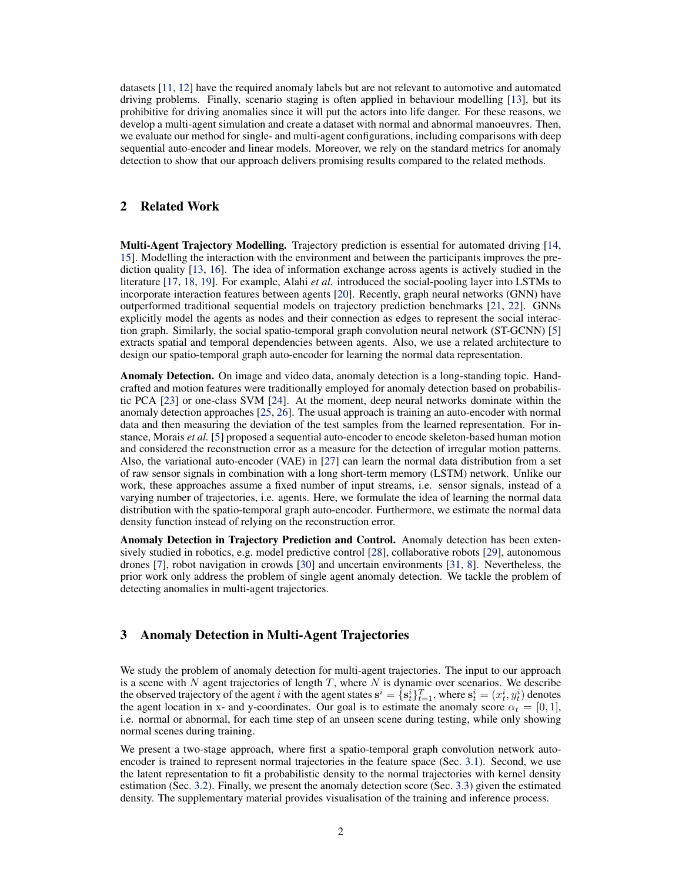datasets [11, 12] have the required anomaly labels but are not relevant to automotive and automated driving problems. Finally, scenario staging is often applied in behaviour modelling [13], but its prohibitive for driving anomalies since it will put the actors into life danger. For these reasons, we develop a multi-agent simulation and create a dataset with normal and abnormal manoeuvres. Then, we evaluate our method for single- and multi-agent configurations, including comparisons with deep sequential auto-encoder and linear models. Moreover, we rely on the standard metrics for anomaly detection to show that our approach delivers promising results compared to the related methods.

## 2 Related Work

**Multi-Agent Trajectory Modelling.** Trajectory prediction is essential for automated driving [14, 15]. Modelling the interaction with the environment and between the participants improves the prediction quality [13, 16]. The idea of information exchange across agents is actively studied in the literature [17, 18, 19]. For example, Alahi *et al.* introduced the social-pooling layer into LSTMs to incorporate interaction features between agents [20]. Recently, graph neural networks (GNN) have outperformed traditional sequential models on trajectory prediction benchmarks [21, 22]. GNNs explicitly model the agents as nodes and their connection as edges to represent the social interaction graph. Similarly, the social spatio-temporal graph convolution neural network (ST-GCNN) [5] extracts spatial and temporal dependencies between agents. Also, we use a related architecture to design our spatio-temporal graph auto-encoder for learning the normal data representation.

**Anomaly Detection.** On image and video data, anomaly detection is a long-standing topic. Handcrafted and motion features were traditionally employed for anomaly detection based on probabilistic PCA [23] or one-class SVM [24]. At the moment, deep neural networks dominate within the anomaly detection approaches [25, 26]. The usual approach is training an auto-encoder with normal data and then measuring the deviation of the test samples from the learned representation. For instance, Morais *et al.* [5] proposed a sequential auto-encoder to encode skeleton-based human motion and considered the reconstruction error as a measure for the detection of irregular motion patterns. Also, the variational auto-encoder (VAE) in [27] can learn the normal data distribution from a set of raw sensor signals in combination with a long short-term memory (LSTM) network. Unlike our work, these approaches assume a fixed number of input streams, i.e. sensor signals, instead of a varying number of trajectories, i.e. agents. Here, we formulate the idea of learning the normal data distribution with the spatio-temporal graph auto-encoder. Furthermore, we estimate the normal data density function instead of relying on the reconstruction error.

**Anomaly Detection in Trajectory Prediction and Control.** Anomaly detection has been extensively studied in robotics, e.g. model predictive control [28], collaborative robots [29], autonomous drones [7], robot navigation in crowds [30] and uncertain environments [31, 8]. Nevertheless, the prior work only address the problem of single agent anomaly detection. We tackle the problem of detecting anomalies in multi-agent trajectories.

## 3 Anomaly Detection in Multi-Agent Trajectories

We study the problem of anomaly detection for multi-agent trajectories. The input to our approach is a scene with $N$ agent trajectories of length $T$, where $N$ is dynamic over scenarios. We describe the observed trajectory of the agent $i$ with the agent states $\mathbf{s}^i = \{\mathbf{s}^i_t\}^T_{t=1}$, where $\mathbf{s}^i_t = (x^i_t, y^i_t)$ denotes the agent location in x- and y-coordinates. Our goal is to estimate the anomaly score $\alpha_t = [0, 1]$, i.e. normal or abnormal, for each time step of an unseen scene during testing, while only showing normal scenes during training.

We present a two-stage approach, where first a spatio-temporal graph convolution network auto-encoder is trained to represent normal trajectories in the feature space (Sec. 3.1). Second, we use the latent representation to fit a probabilistic density to the normal trajectories with kernel density estimation (Sec. 3.2). Finally, we present the anomaly detection score (Sec. 3.3) given the estimated density. The supplementary material provides visualisation of the training and inference process.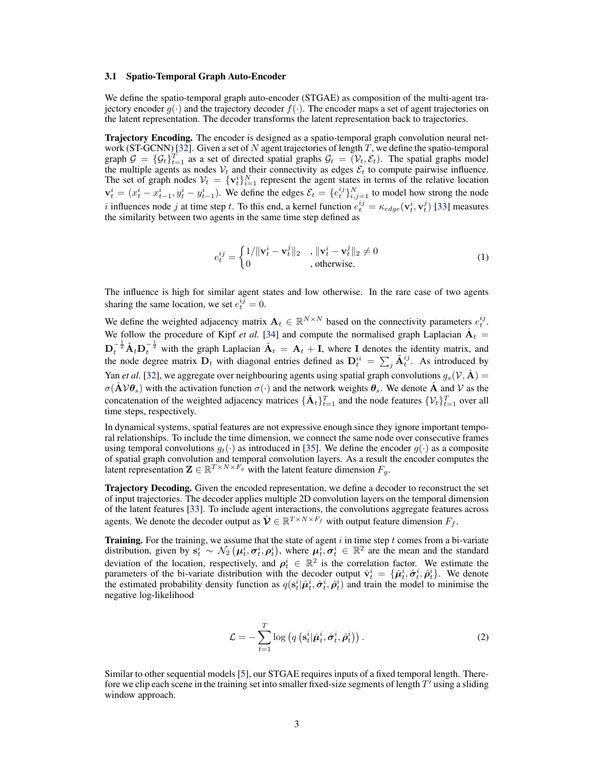### 3.1 Spatio-Temporal Graph Auto-Encoder

We define the spatio-temporal graph auto-encoder (STGAE) as composition of the multi-agent trajectory encoder $g(\cdot)$ and the trajectory decoder $f(\cdot)$. The encoder maps a set of agent trajectories on the latent representation. The decoder transforms the latent representation back to trajectories.

**Trajectory Encoding.** The encoder is designed as a spatio-temporal graph convolution neural network (ST-GCNN) [32]. Given a set of $N$ agent trajectories of length $T$, we define the spatio-temporal graph $\mathcal{G} = \{\mathcal{G}_t\}_{t=1}^{T}$ as a set of directed spatial graphs $\mathcal{G}_t = (\mathcal{V}_t, \mathcal{E}_t)$. The spatial graphs model the multiple agents as nodes $\mathcal{V}_t$ and their connectivity as edges $\mathcal{E}_t$ to compute pairwise influence. The set of graph nodes $\mathcal{V}_t = \{\mathbf{v}_t^i\}_{i=1}^{N}$ represent the agent states in terms of the relative location $\mathbf{v}_t^i = (x_t^i - x_{t-1}^i, y_t^i - y_{t-1}^i)$. We define the edges $\mathcal{E}_t = \{e_t^{ij}\}_{i,j=1}^{N}$ to model how strong the node $i$ influences node $j$ at time step $t$. To this end, a kernel function $e_t^{ij} = \kappa_{edge}(\mathbf{v}_t^i, \mathbf{v}_t^j)$ [33] measures the similarity between two agents in the same time step defined as

$$e_t^{ij} = \begin{cases} 1/\|\mathbf{v}_t^i - \mathbf{v}_t^j\|_2 & , \|\mathbf{v}_t^i - \mathbf{v}_t^j\|_2 \neq 0 \\ 0 & , \text{otherwise.} \end{cases} \tag{1}$$

The influence is high for similar agent states and low otherwise. In the rare case of two agents sharing the same location, we set $e_t^{ij} = 0$.

We define the weighted adjacency matrix $\mathbf{A}_t \in \mathbb{R}^{N \times N}$ based on the connectivity parameters $e_t^{ij}$. We follow the procedure of Kipf *et al.* [34] and compute the normalised graph Laplacian $\hat{\mathbf{A}}_t = \mathbf{D}_t^{-\frac{1}{2}} \tilde{\mathbf{A}}_t \mathbf{D}_t^{-\frac{1}{2}}$ with the graph Laplacian $\tilde{\mathbf{A}}_t = \mathbf{A}_t + \mathbf{I}$, where $\mathbf{I}$ denotes the identity matrix, and the node degree matrix $\mathbf{D}_t$ with diagonal entries defined as $\mathbf{D}_t^{ii} = \sum_j \tilde{\mathbf{A}}_t^{ij}$. As introduced by Yan *et al.* [32], we aggregate over neighbouring agents using spatial graph convolutions $g_s(\mathcal{V}, \hat{\mathbf{A}}) = \sigma(\hat{\mathbf{A}} \mathcal{V} \boldsymbol{\theta}_s)$ with the activation function $\sigma(\cdot)$ and the network weights $\boldsymbol{\theta}_s$. We denote $\hat{\mathbf{A}}$ and $\mathcal{V}$ as the concatenation of the weighted adjacency matrices $\{\hat{\mathbf{A}}_t\}_{t=1}^{T}$ and the node features $\{\mathcal{V}_t\}_{t=1}^{T}$ over all time steps, respectively.

In dynamical systems, spatial features are not expressive enough since they ignore important temporal relationships. To include the time dimension, we connect the same node over consecutive frames using temporal convolutions $g_t(\cdot)$ as introduced in [35]. We define the encoder $g(\cdot)$ as a composite of spatial graph convolution and temporal convolution layers. As a result the encoder computes the latent representation $\mathbf{Z} \in \mathbb{R}^{T \times N \times F_g}$ with the latent feature dimension $F_g$.

**Trajectory Decoding.** Given the encoded representation, we define a decoder to reconstruct the set of input trajectories. The decoder applies multiple 2D convolution layers on the temporal dimension of the latent features [33]. To include agent interactions, the convolutions aggregate features across agents. We denote the decoder output as $\hat{\boldsymbol{\mathcal{V}}} \in \mathbb{R}^{T \times N \times F_f}$ with output feature dimension $F_f$.

**Training.** For the training, we assume that the state of agent $i$ in time step $t$ comes from a bi-variate distribution, given by $\mathbf{s}_t^i \sim \mathcal{N}_2\left(\boldsymbol{\mu}_t^i, \boldsymbol{\sigma}_t^i, \boldsymbol{\rho}_t^i\right)$, where $\boldsymbol{\mu}_t^i, \boldsymbol{\sigma}_t^i \in \mathbb{R}^2$ are the mean and the standard deviation of the location, respectively, and $\boldsymbol{\rho}_t^i \in \mathbb{R}^2$ is the correlation factor. We estimate the parameters of the bi-variate distribution with the decoder output $\hat{\mathbf{v}}_t^i = \{\hat{\boldsymbol{\mu}}_t^i, \hat{\boldsymbol{\sigma}}_t^i, \hat{\boldsymbol{\rho}}_t^i\}$. We denote the estimated probability density function as $q(\mathbf{s}_t^i | \hat{\boldsymbol{\mu}}_t^i, \hat{\boldsymbol{\sigma}}_t^i, \hat{\boldsymbol{\rho}}_t^i)$ and train the model to minimise the negative log-likelihood

$$\mathcal{L} = -\sum_{t=1}^{T} \log\left(q\left(\mathbf{s}_t^i | \hat{\boldsymbol{\mu}}_t^i, \hat{\boldsymbol{\sigma}}_t^i, \hat{\boldsymbol{\rho}}_t^i\right)\right). \tag{2}$$

Similar to other sequential models [5], our STGAE requires inputs of a fixed temporal length. Therefore we clip each scene in the training set into smaller fixed-size segments of length $T'$ using a sliding window approach.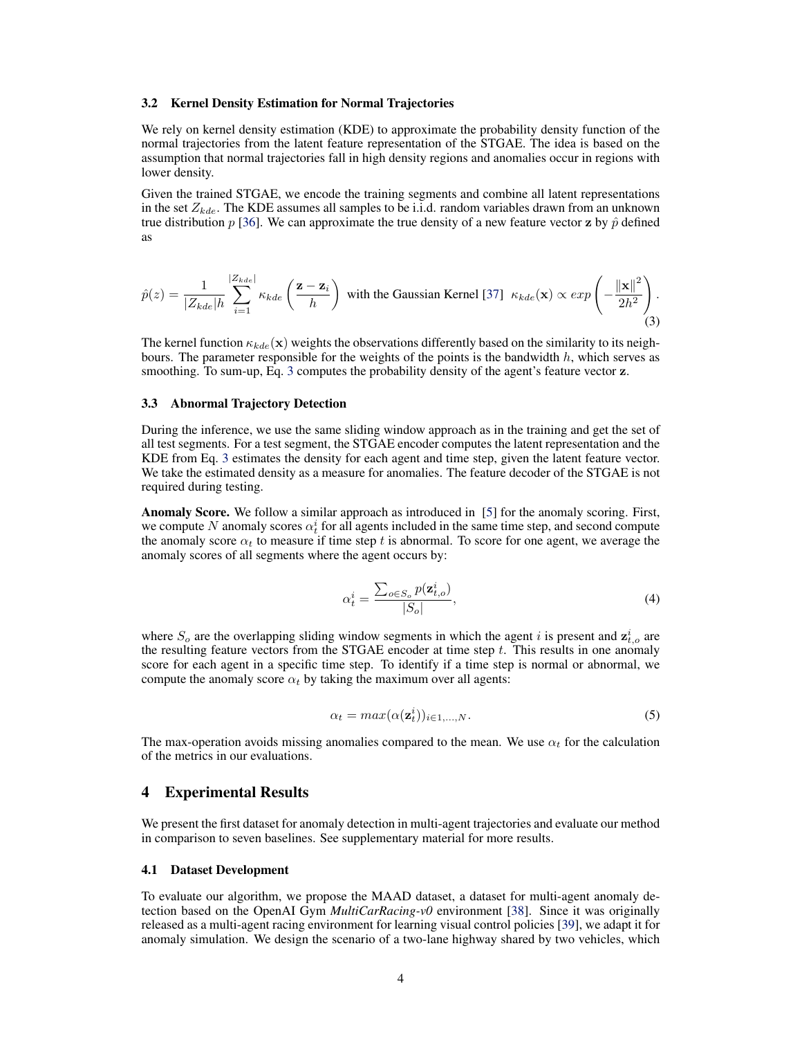### 3.2 Kernel Density Estimation for Normal Trajectories

We rely on kernel density estimation (KDE) to approximate the probability density function of the normal trajectories from the latent feature representation of the STGAE. The idea is based on the assumption that normal trajectories fall in high density regions and anomalies occur in regions with lower density.

Given the trained STGAE, we encode the training segments and combine all latent representations in the set $Z_{kde}$. The KDE assumes all samples to be i.i.d. random variables drawn from an unknown true distribution $p$ [36]. We can approximate the true density of a new feature vector $\mathbf{z}$ by $\hat{p}$ defined as

$$\hat{p}(z) = \frac{1}{|Z_{kde}|h} \sum_{i=1}^{|Z_{kde}|} \kappa_{kde}\left(\frac{\mathbf{z} - \mathbf{z}_i}{h}\right) \text{ with the Gaussian Kernel [37] } \kappa_{kde}(\mathbf{x}) \propto exp\left(-\frac{\|\mathbf{x}\|^2}{2h^2}\right). \tag{3}$$

The kernel function $\kappa_{kde}(\mathbf{x})$ weights the observations differently based on the similarity to its neighbours. The parameter responsible for the weights of the points is the bandwidth $h$, which serves as smoothing. To sum-up, Eq. 3 computes the probability density of the agent's feature vector $\mathbf{z}$.

### 3.3 Abnormal Trajectory Detection

During the inference, we use the same sliding window approach as in the training and get the set of all test segments. For a test segment, the STGAE encoder computes the latent representation and the KDE from Eq. 3 estimates the density for each agent and time step, given the latent feature vector. We take the estimated density as a measure for anomalies. The feature decoder of the STGAE is not required during testing.

**Anomaly Score.** We follow a similar approach as introduced in [5] for the anomaly scoring. First, we compute $N$ anomaly scores $\alpha_t^i$ for all agents included in the same time step, and second compute the anomaly score $\alpha_t$ to measure if time step $t$ is abnormal. To score for one agent, we average the anomaly scores of all segments where the agent occurs by:

$$\alpha_t^i = \frac{\sum_{o \in S_o} p(\mathbf{z}_{t,o}^i)}{|S_o|}, \tag{4}$$

where $S_o$ are the overlapping sliding window segments in which the agent $i$ is present and $\mathbf{z}_{t,o}^i$ are the resulting feature vectors from the STGAE encoder at time step $t$. This results in one anomaly score for each agent in a specific time step. To identify if a time step is normal or abnormal, we compute the anomaly score $\alpha_t$ by taking the maximum over all agents:

$$\alpha_t = max(\alpha(\mathbf{z}_t^i))_{i \in 1,...,N}. \tag{5}$$

The max-operation avoids missing anomalies compared to the mean. We use $\alpha_t$ for the calculation of the metrics in our evaluations.

## 4 Experimental Results

We present the first dataset for anomaly detection in multi-agent trajectories and evaluate our method in comparison to seven baselines. See supplementary material for more results.

### 4.1 Dataset Development

To evaluate our algorithm, we propose the MAAD dataset, a dataset for multi-agent anomaly detection based on the OpenAI Gym *MultiCarRacing-v0* environment [38]. Since it was originally released as a multi-agent racing environment for learning visual control policies [39], we adapt it for anomaly simulation. We design the scenario of a two-lane highway shared by two vehicles, which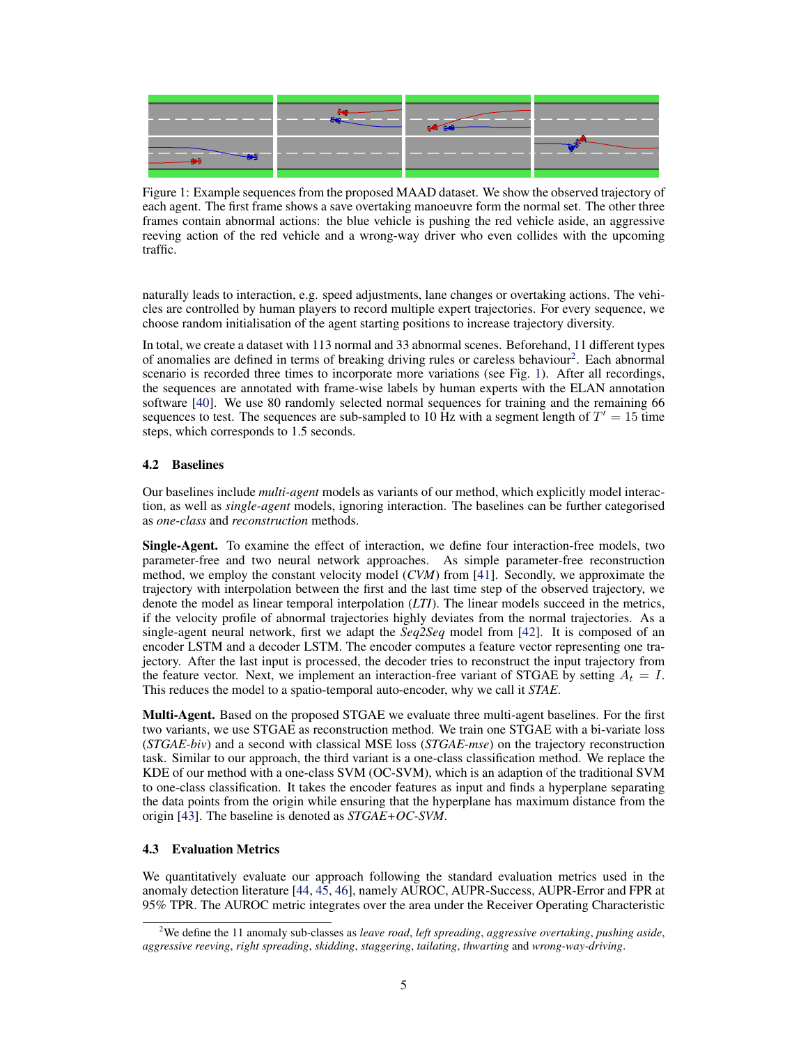Figure 1: Example sequences from the proposed MAAD dataset. We show the observed trajectory of each agent. The first frame shows a save overtaking manoeuvre form the normal set. The other three frames contain abnormal actions: the blue vehicle is pushing the red vehicle aside, an aggressive reeving action of the red vehicle and a wrong-way driver who even collides with the upcoming traffic.

naturally leads to interaction, e.g. speed adjustments, lane changes or overtaking actions. The vehicles are controlled by human players to record multiple expert trajectories. For every sequence, we choose random initialisation of the agent starting positions to increase trajectory diversity.

In total, we create a dataset with 113 normal and 33 abnormal scenes. Beforehand, 11 different types of anomalies are defined in terms of breaking driving rules or careless behaviour[2]. Each abnormal scenario is recorded three times to incorporate more variations (see Fig. 1). After all recordings, the sequences are annotated with frame-wise labels by human experts with the ELAN annotation software [40]. We use 80 randomly selected normal sequences for training and the remaining 66 sequences to test. The sequences are sub-sampled to 10 Hz with a segment length of $T' = 15$ time steps, which corresponds to 1.5 seconds.

### 4.2 Baselines

Our baselines include *multi-agent* models as variants of our method, which explicitly model interaction, as well as *single-agent* models, ignoring interaction. The baselines can be further categorised as *one-class* and *reconstruction* methods.

**Single-Agent.** To examine the effect of interaction, we define four interaction-free models, two parameter-free and two neural network approaches. As simple parameter-free reconstruction method, we employ the constant velocity model (*CVM*) from [41]. Secondly, we approximate the trajectory with interpolation between the first and the last time step of the observed trajectory, we denote the model as linear temporal interpolation (*LTI*). The linear models succeed in the metrics, if the velocity profile of abnormal trajectories highly deviates from the normal trajectories. As a single-agent neural network, first we adapt the *Seq2Seq* model from [42]. It is composed of an encoder LSTM and a decoder LSTM. The encoder computes a feature vector representing one trajectory. After the last input is processed, the decoder tries to reconstruct the input trajectory from the feature vector. Next, we implement an interaction-free variant of STGAE by setting $A_t = I$. This reduces the model to a spatio-temporal auto-encoder, why we call it *STAE*.

**Multi-Agent.** Based on the proposed STGAE we evaluate three multi-agent baselines. For the first two variants, we use STGAE as reconstruction method. We train one STGAE with a bi-variate loss (*STGAE-biv*) and a second with classical MSE loss (*STGAE-mse*) on the trajectory reconstruction task. Similar to our approach, the third variant is a one-class classification method. We replace the KDE of our method with a one-class SVM (OC-SVM), which is an adaption of the traditional SVM to one-class classification. It takes the encoder features as input and finds a hyperplane separating the data points from the origin while ensuring that the hyperplane has maximum distance from the origin [43]. The baseline is denoted as *STGAE+OC-SVM*.

### 4.3 Evaluation Metrics

We quantitatively evaluate our approach following the standard evaluation metrics used in the anomaly detection literature [44, 45, 46], namely AUROC, AUPR-Success, AUPR-Error and FPR at 95% TPR. The AUROC metric integrates over the area under the Receiver Operating Characteristic

[2] We define the 11 anomaly sub-classes as *leave road*, *left spreading*, *aggressive overtaking*, *pushing aside*, *aggressive reeving*, *right spreading*, *skidding*, *staggering*, *tailating*, *thwarting* and *wrong-way-driving*.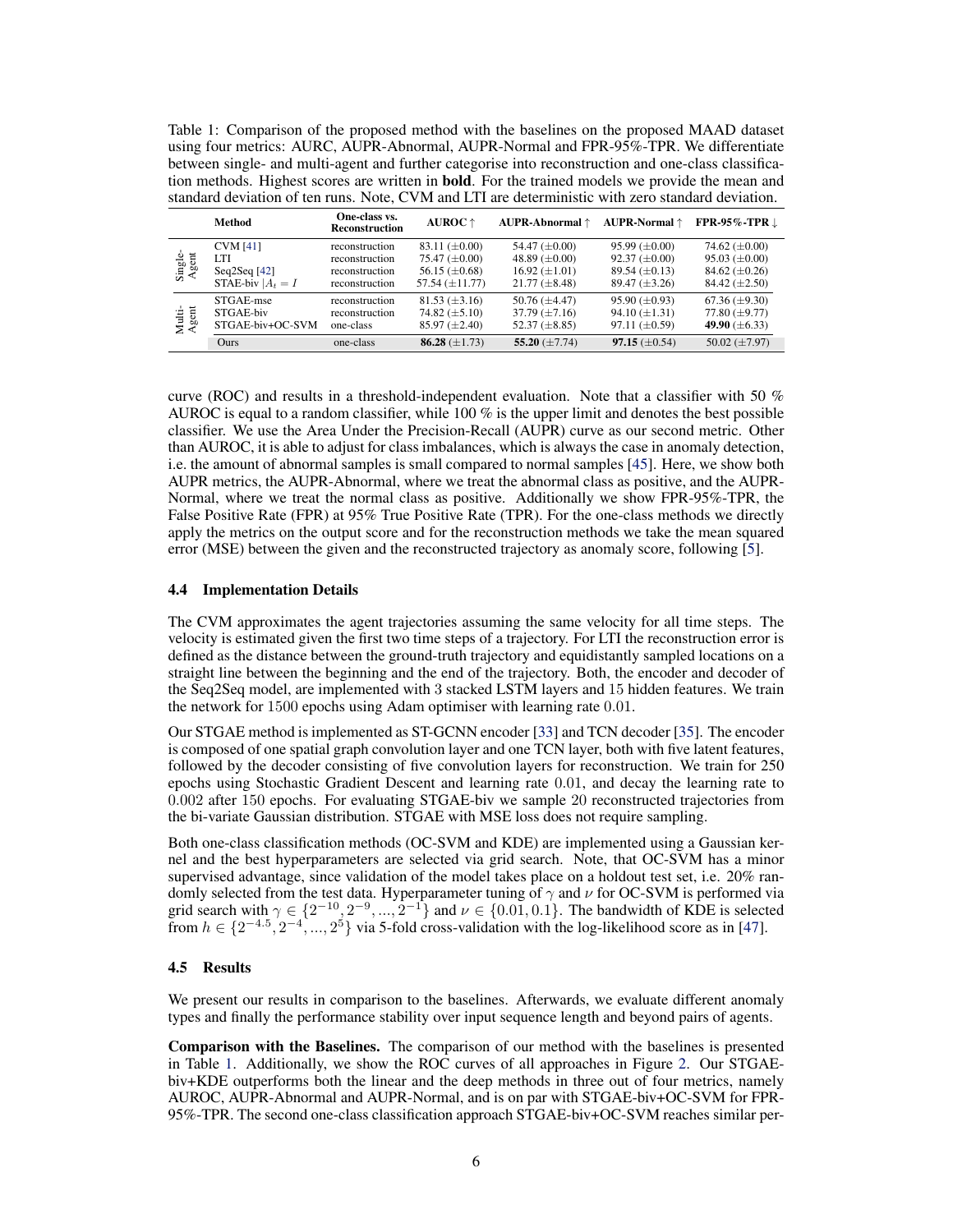Table 1: Comparison of the proposed method with the baselines on the proposed MAAD dataset using four metrics: AURC, AUPR-Abnormal, AUPR-Normal and FPR-95%-TPR. We differentiate between single- and multi-agent and further categorise into reconstruction and one-class classification methods. Highest scores are written in **bold**. For the trained models we provide the mean and standard deviation of ten runs. Note, CVM and LTI are deterministic with zero standard deviation.

| | Method | One-class vs. Reconstruction | AUROC ↑ | AUPR-Abnormal ↑ | AUPR-Normal ↑ | FPR-95%-TPR ↓ |
|---|---|---|---|---|---|---|
| Single-Agent | CVM [41] | reconstruction | 83.11 (±0.00) | 54.47 (±0.00) | 95.99 (±0.00) | 74.62 (±0.00) |
| | LTI | reconstruction | 75.47 (±0.00) | 48.89 (±0.00) | 92.37 (±0.00) | 95.03 (±0.00) |
| | Seq2Seq [42] | reconstruction | 56.15 (±0.68) | 16.92 (±1.01) | 89.54 (±0.13) | 84.62 (±0.26) |
| | STAE-biv $\|A_t = I$ | reconstruction | 57.54 (±11.77) | 21.77 (±8.48) | 89.47 (±3.26) | 84.42 (±2.50) |
| Multi-Agent | STGAE-mse | reconstruction | 81.53 (±3.16) | 50.76 (±4.47) | 95.90 (±0.93) | 67.36 (±9.30) |
| | STGAE-biv | reconstruction | 74.82 (±5.10) | 37.79 (±7.16) | 94.10 (±1.31) | 77.80 (±9.77) |
| | STGAE-biv+OC-SVM | one-class | 85.97 (±2.40) | 52.37 (±8.85) | 97.11 (±0.59) | **49.90** (±6.33) |
| | Ours | one-class | **86.28** (±1.73) | **55.20** (±7.74) | **97.15** (±0.54) | 50.02 (±7.97) |

curve (ROC) and results in a threshold-independent evaluation. Note that a classifier with 50 % AUROC is equal to a random classifier, while 100 % is the upper limit and denotes the best possible classifier. We use the Area Under the Precision-Recall (AUPR) curve as our second metric. Other than AUROC, it is able to adjust for class imbalances, which is always the case in anomaly detection, i.e. the amount of abnormal samples is small compared to normal samples [45]. Here, we show both AUPR metrics, the AUPR-Abnormal, where we treat the abnormal class as positive, and the AUPR-Normal, where we treat the normal class as positive. Additionally we show FPR-95%-TPR, the False Positive Rate (FPR) at 95% True Positive Rate (TPR). For the one-class methods we directly apply the metrics on the output score and for the reconstruction methods we take the mean squared error (MSE) between the given and the reconstructed trajectory as anomaly score, following [5].

### 4.4 Implementation Details

The CVM approximates the agent trajectories assuming the same velocity for all time steps. The velocity is estimated given the first two time steps of a trajectory. For LTI the reconstruction error is defined as the distance between the ground-truth trajectory and equidistantly sampled locations on a straight line between the beginning and the end of the trajectory. Both, the encoder and decoder of the Seq2Seq model, are implemented with 3 stacked LSTM layers and 15 hidden features. We train the network for 1500 epochs using Adam optimiser with learning rate 0.01.

Our STGAE method is implemented as ST-GCNN encoder [33] and TCN decoder [35]. The encoder is composed of one spatial graph convolution layer and one TCN layer, both with five latent features, followed by the decoder consisting of five convolution layers for reconstruction. We train for 250 epochs using Stochastic Gradient Descent and learning rate 0.01, and decay the learning rate to 0.002 after 150 epochs. For evaluating STGAE-biv we sample 20 reconstructed trajectories from the bi-variate Gaussian distribution. STGAE with MSE loss does not require sampling.

Both one-class classification methods (OC-SVM and KDE) are implemented using a Gaussian kernel and the best hyperparameters are selected via grid search. Note, that OC-SVM has a minor supervised advantage, since validation of the model takes place on a holdout test set, i.e. 20% randomly selected from the test data. Hyperparameter tuning of $\gamma$ and $\nu$ for OC-SVM is performed via grid search with $\gamma \in \{2^{-10}, 2^{-9}, ..., 2^{-1}\}$ and $\nu \in \{0.01, 0.1\}$. The bandwidth of KDE is selected from $h \in \{2^{-4.5}, 2^{-4}, ..., 2^{5}\}$ via 5-fold cross-validation with the log-likelihood score as in [47].

### 4.5 Results

We present our results in comparison to the baselines. Afterwards, we evaluate different anomaly types and finally the performance stability over input sequence length and beyond pairs of agents.

**Comparison with the Baselines.** The comparison of our method with the baselines is presented in Table 1. Additionally, we show the ROC curves of all approaches in Figure 2. Our STGAE-biv+KDE outperforms both the linear and the deep methods in three out of four metrics, namely AUROC, AUPR-Abnormal and AUPR-Normal, and is on par with STGAE-biv+OC-SVM for FPR-95%-TPR. The second one-class classification approach STGAE-biv+OC-SVM reaches similar per-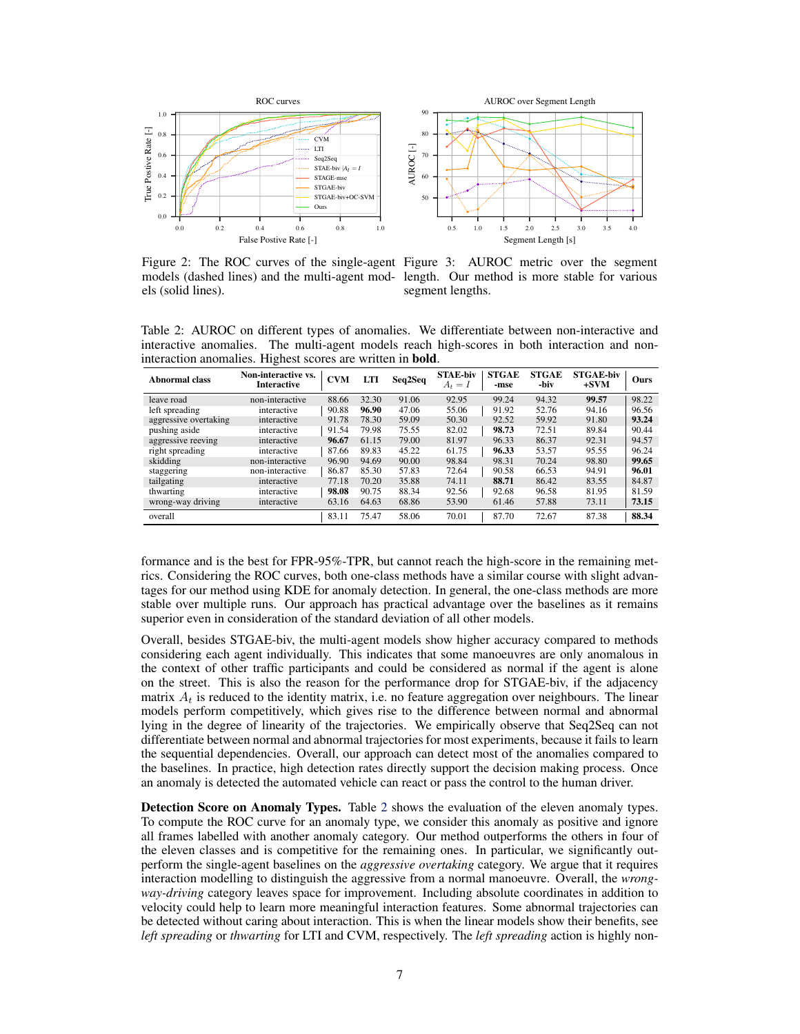Figure 2: The ROC curves of the single-agent models (dashed lines) and the multi-agent models (solid lines).

Figure 3: AUROC metric over the segment length. Our method is more stable for various segment lengths.

Table 2: AUROC on different types of anomalies. We differentiate between non-interactive and interactive anomalies. The multi-agent models reach high-scores in both interaction and non-interaction anomalies. Highest scores are written in **bold**.

| Abnormal class | Non-interactive vs. Interactive | CVM | LTI | Seq2Seq | STAE-biv $A_t = I$ | STGAE -mse | STGAE -biv | STGAE-biv +SVM | Ours |
|---|---|---|---|---|---|---|---|---|---|
| leave road | non-interactive | 88.66 | 32.30 | 91.06 | 92.95 | 99.24 | 94.32 | **99.57** | 98.22 |
| left spreading | interactive | 90.88 | **96.90** | 47.06 | 55.06 | 91.92 | 52.76 | 94.16 | 96.56 |
| aggressive overtaking | interactive | 91.78 | 78.30 | 59.09 | 50.30 | 92.52 | 59.92 | 91.80 | **93.24** |
| pushing aside | interactive | 91.54 | 79.98 | 75.55 | 82.02 | **98.73** | 72.51 | 89.84 | 90.44 |
| aggressive reeving | interactive | **96.67** | 61.15 | 79.00 | 81.97 | 96.33 | 86.37 | 92.31 | 94.57 |
| right spreading | interactive | 87.66 | 89.83 | 45.22 | 61.75 | **96.33** | 53.57 | 95.55 | 96.24 |
| skidding | non-interactive | 96.90 | 94.69 | 90.00 | 98.84 | 98.31 | 70.24 | 98.80 | **99.65** |
| staggering | non-interactive | 86.87 | 85.30 | 57.83 | 72.64 | 90.58 | 66.53 | 94.91 | **96.01** |
| tailgating | interactive | 77.18 | 70.20 | 35.88 | 74.11 | **88.71** | 86.42 | 83.55 | 84.87 |
| thwarting | interactive | **98.08** | 90.75 | 88.34 | 92.56 | 92.68 | 96.58 | 81.95 | 81.59 |
| wrong-way driving | interactive | 63.16 | 64.63 | 68.86 | 53.90 | 61.46 | 57.88 | 73.11 | **73.15** |
| overall | | 83.11 | 75.47 | 58.06 | 70.01 | 87.70 | 72.67 | 87.38 | **88.34** |

formance and is the best for FPR-95%-TPR, but cannot reach the high-score in the remaining metrics. Considering the ROC curves, both one-class methods have a similar course with slight advantages for our method using KDE for anomaly detection. In general, the one-class methods are more stable over multiple runs. Our approach has practical advantage over the baselines as it remains superior even in consideration of the standard deviation of all other models.

Overall, besides STGAE-biv, the multi-agent models show higher accuracy compared to methods considering each agent individually. This indicates that some manoeuvres are only anomalous in the context of other traffic participants and could be considered as normal if the agent is alone on the street. This is also the reason for the performance drop for STGAE-biv, if the adjacency matrix $A_t$ is reduced to the identity matrix, i.e. no feature aggregation over neighbours. The linear models perform competitively, which gives rise to the difference between normal and abnormal lying in the degree of linearity of the trajectories. We empirically observe that Seq2Seq can not differentiate between normal and abnormal trajectories for most experiments, because it fails to learn the sequential dependencies. Overall, our approach can detect most of the anomalies compared to the baselines. In practice, high detection rates directly support the decision making process. Once an anomaly is detected the automated vehicle can react or pass the control to the human driver.

**Detection Score on Anomaly Types.** Table 2 shows the evaluation of the eleven anomaly types. To compute the ROC curve for an anomaly type, we consider this anomaly as positive and ignore all frames labelled with another anomaly category. Our method outperforms the others in four of the eleven classes and is competitive for the remaining ones. In particular, we significantly outperform the single-agent baselines on the *aggressive overtaking* category. We argue that it requires interaction modelling to distinguish the aggressive from a normal manoeuvre. Overall, the *wrong-way-driving* category leaves space for improvement. Including absolute coordinates in addition to velocity could help to learn more meaningful interaction features. Some abnormal trajectories can be detected without caring about interaction. This is when the linear models show their benefits, see *left spreading* or *thwarting* for LTI and CVM, respectively. The *left spreading* action is highly non-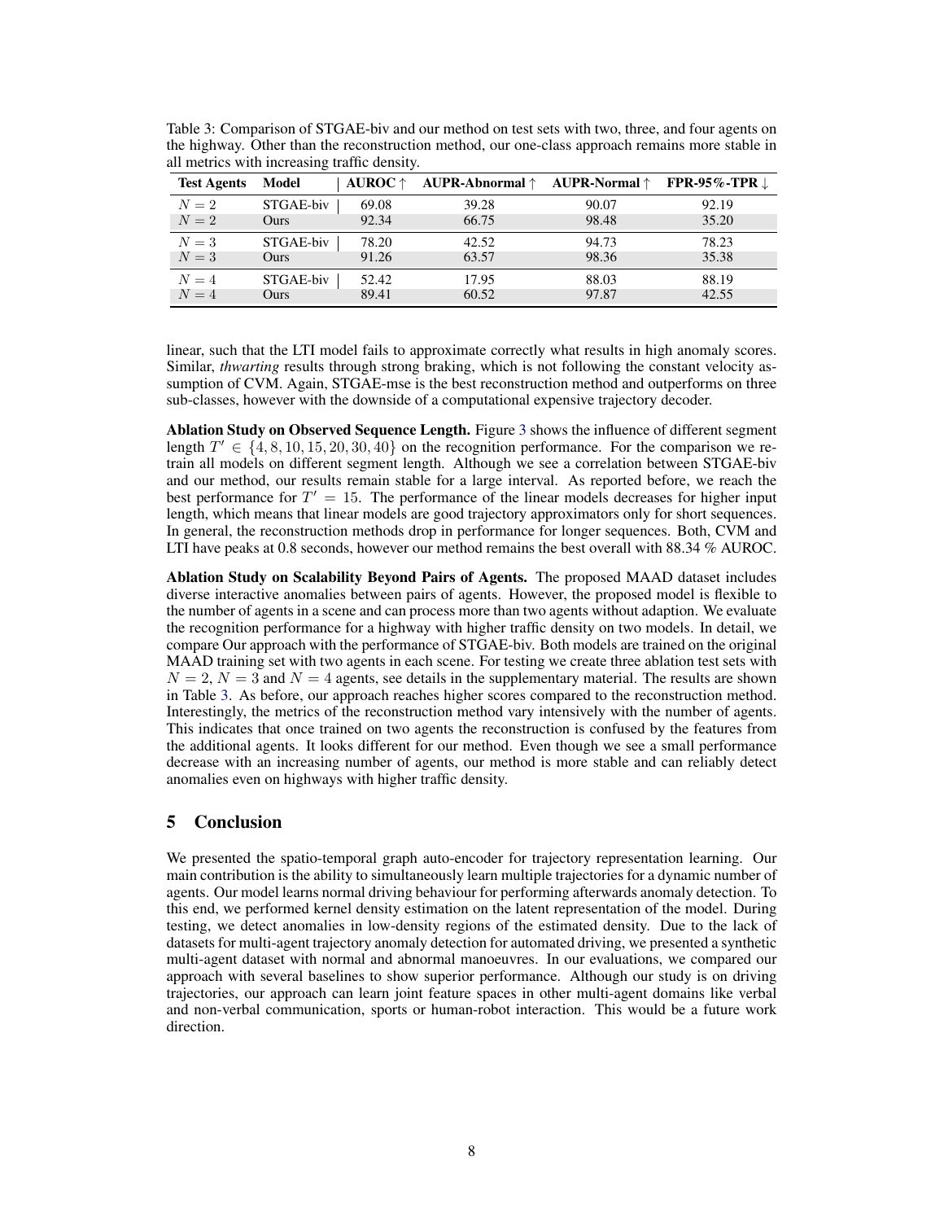Table 3: Comparison of STGAE-biv and our method on test sets with two, three, and four agents on the highway. Other than the reconstruction method, our one-class approach remains more stable in all metrics with increasing traffic density.

| Test Agents | Model | AUROC ↑ | AUPR-Abnormal ↑ | AUPR-Normal ↑ | FPR-95%-TPR ↓ |
|---|---|---|---|---|---|
| $N = 2$ | STGAE-biv | 69.08 | 39.28 | 90.07 | 92.19 |
| $N = 2$ | Ours | 92.34 | 66.75 | 98.48 | 35.20 |
| $N = 3$ | STGAE-biv | 78.20 | 42.52 | 94.73 | 78.23 |
| $N = 3$ | Ours | 91.26 | 63.57 | 98.36 | 35.38 |
| $N = 4$ | STGAE-biv | 52.42 | 17.95 | 88.03 | 88.19 |
| $N = 4$ | Ours | 89.41 | 60.52 | 97.87 | 42.55 |

linear, such that the LTI model fails to approximate correctly what results in high anomaly scores. Similar, *thwarting* results through strong braking, which is not following the constant velocity assumption of CVM. Again, STGAE-mse is the best reconstruction method and outperforms on three sub-classes, however with the downside of a computational expensive trajectory decoder.

**Ablation Study on Observed Sequence Length.** Figure 3 shows the influence of different segment length $T' \in \{4, 8, 10, 15, 20, 30, 40\}$ on the recognition performance. For the comparison we retrain all models on different segment length. Although we see a correlation between STGAE-biv and our method, our results remain stable for a large interval. As reported before, we reach the best performance for $T' = 15$. The performance of the linear models decreases for higher input length, which means that linear models are good trajectory approximators only for short sequences. In general, the reconstruction methods drop in performance for longer sequences. Both, CVM and LTI have peaks at 0.8 seconds, however our method remains the best overall with 88.34 % AUROC.

**Ablation Study on Scalability Beyond Pairs of Agents.** The proposed MAAD dataset includes diverse interactive anomalies between pairs of agents. However, the proposed model is flexible to the number of agents in a scene and can process more than two agents without adaption. We evaluate the recognition performance for a highway with higher traffic density on two models. In detail, we compare Our approach with the performance of STGAE-biv. Both models are trained on the original MAAD training set with two agents in each scene. For testing we create three ablation test sets with $N = 2$, $N = 3$ and $N = 4$ agents, see details in the supplementary material. The results are shown in Table 3. As before, our approach reaches higher scores compared to the reconstruction method. Interestingly, the metrics of the reconstruction method vary intensively with the number of agents. This indicates that once trained on two agents the reconstruction is confused by the features from the additional agents. It looks different for our method. Even though we see a small performance decrease with an increasing number of agents, our method is more stable and can reliably detect anomalies even on highways with higher traffic density.

## 5 Conclusion

We presented the spatio-temporal graph auto-encoder for trajectory representation learning. Our main contribution is the ability to simultaneously learn multiple trajectories for a dynamic number of agents. Our model learns normal driving behaviour for performing afterwards anomaly detection. To this end, we performed kernel density estimation on the latent representation of the model. During testing, we detect anomalies in low-density regions of the estimated density. Due to the lack of datasets for multi-agent trajectory anomaly detection for automated driving, we presented a synthetic multi-agent dataset with normal and abnormal manoeuvres. In our evaluations, we compared our approach with several baselines to show superior performance. Although our study is on driving trajectories, our approach can learn joint feature spaces in other multi-agent domains like verbal and non-verbal communication, sports or human-robot interaction. This would be a future work direction.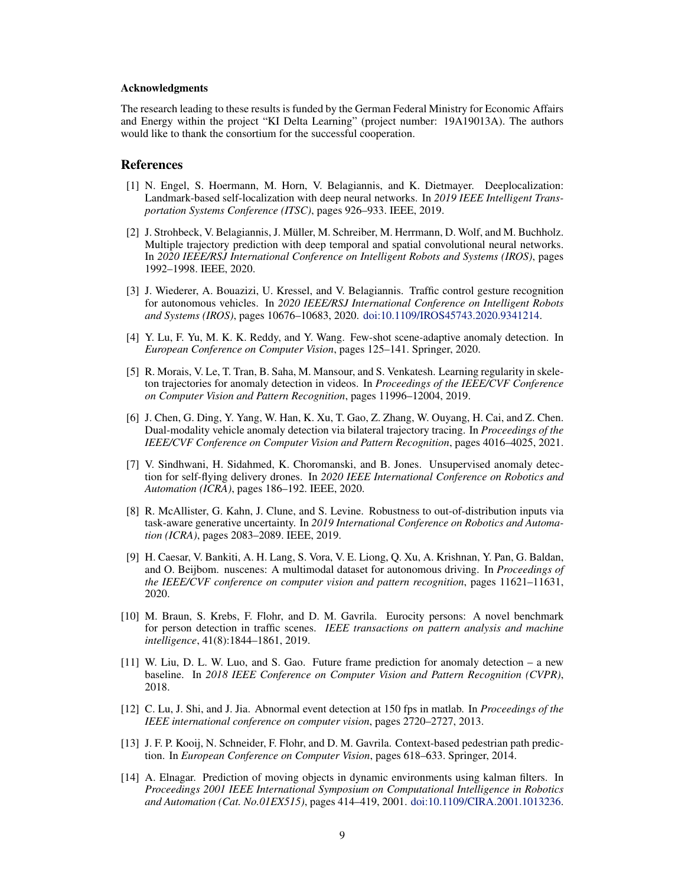#### Acknowledgments

The research leading to these results is funded by the German Federal Ministry for Economic Affairs and Energy within the project "KI Delta Learning" (project number: 19A19013A). The authors would like to thank the consortium for the successful cooperation.

## References

[1] N. Engel, S. Hoermann, M. Horn, V. Belagiannis, and K. Dietmayer. Deeplocalization: Landmark-based self-localization with deep neural networks. In *2019 IEEE Intelligent Transportation Systems Conference (ITSC)*, pages 926–933. IEEE, 2019.

[2] J. Strohbeck, V. Belagiannis, J. Müller, M. Schreiber, M. Herrmann, D. Wolf, and M. Buchholz. Multiple trajectory prediction with deep temporal and spatial convolutional neural networks. In *2020 IEEE/RSJ International Conference on Intelligent Robots and Systems (IROS)*, pages 1992–1998. IEEE, 2020.

[3] J. Wiederer, A. Bouazizi, U. Kressel, and V. Belagiannis. Traffic control gesture recognition for autonomous vehicles. In *2020 IEEE/RSJ International Conference on Intelligent Robots and Systems (IROS)*, pages 10676–10683, 2020. doi:10.1109/IROS45743.2020.9341214.

[4] Y. Lu, F. Yu, M. K. K. Reddy, and Y. Wang. Few-shot scene-adaptive anomaly detection. In *European Conference on Computer Vision*, pages 125–141. Springer, 2020.

[5] R. Morais, V. Le, T. Tran, B. Saha, M. Mansour, and S. Venkatesh. Learning regularity in skeleton trajectories for anomaly detection in videos. In *Proceedings of the IEEE/CVF Conference on Computer Vision and Pattern Recognition*, pages 11996–12004, 2019.

[6] J. Chen, G. Ding, Y. Yang, W. Han, K. Xu, T. Gao, Z. Zhang, W. Ouyang, H. Cai, and Z. Chen. Dual-modality vehicle anomaly detection via bilateral trajectory tracing. In *Proceedings of the IEEE/CVF Conference on Computer Vision and Pattern Recognition*, pages 4016–4025, 2021.

[7] V. Sindhwani, H. Sidahmed, K. Choromanski, and B. Jones. Unsupervised anomaly detection for self-flying delivery drones. In *2020 IEEE International Conference on Robotics and Automation (ICRA)*, pages 186–192. IEEE, 2020.

[8] R. McAllister, G. Kahn, J. Clune, and S. Levine. Robustness to out-of-distribution inputs via task-aware generative uncertainty. In *2019 International Conference on Robotics and Automation (ICRA)*, pages 2083–2089. IEEE, 2019.

[9] H. Caesar, V. Bankiti, A. H. Lang, S. Vora, V. E. Liong, Q. Xu, A. Krishnan, Y. Pan, G. Baldan, and O. Beijbom. nuscenes: A multimodal dataset for autonomous driving. In *Proceedings of the IEEE/CVF conference on computer vision and pattern recognition*, pages 11621–11631, 2020.

[10] M. Braun, S. Krebs, F. Flohr, and D. M. Gavrila. Eurocity persons: A novel benchmark for person detection in traffic scenes. *IEEE transactions on pattern analysis and machine intelligence*, 41(8):1844–1861, 2019.

[11] W. Liu, D. L. W. Luo, and S. Gao. Future frame prediction for anomaly detection – a new baseline. In *2018 IEEE Conference on Computer Vision and Pattern Recognition (CVPR)*, 2018.

[12] C. Lu, J. Shi, and J. Jia. Abnormal event detection at 150 fps in matlab. In *Proceedings of the IEEE international conference on computer vision*, pages 2720–2727, 2013.

[13] J. F. P. Kooij, N. Schneider, F. Flohr, and D. M. Gavrila. Context-based pedestrian path prediction. In *European Conference on Computer Vision*, pages 618–633. Springer, 2014.

[14] A. Elnagar. Prediction of moving objects in dynamic environments using kalman filters. In *Proceedings 2001 IEEE International Symposium on Computational Intelligence in Robotics and Automation (Cat. No.01EX515)*, pages 414–419, 2001. doi:10.1109/CIRA.2001.1013236.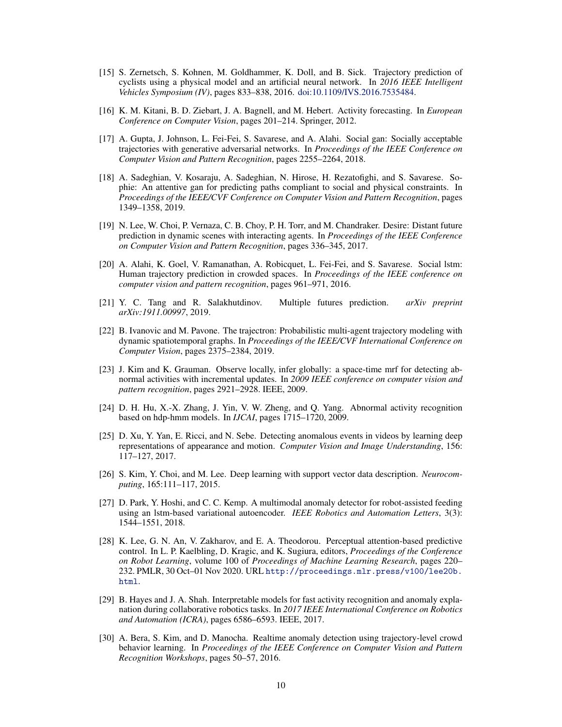[15] S. Zernetsch, S. Kohnen, M. Goldhammer, K. Doll, and B. Sick. Trajectory prediction of cyclists using a physical model and an artificial neural network. In *2016 IEEE Intelligent Vehicles Symposium (IV)*, pages 833–838, 2016. doi:10.1109/IVS.2016.7535484.

[16] K. M. Kitani, B. D. Ziebart, J. A. Bagnell, and M. Hebert. Activity forecasting. In *European Conference on Computer Vision*, pages 201–214. Springer, 2012.

[17] A. Gupta, J. Johnson, L. Fei-Fei, S. Savarese, and A. Alahi. Social gan: Socially acceptable trajectories with generative adversarial networks. In *Proceedings of the IEEE Conference on Computer Vision and Pattern Recognition*, pages 2255–2264, 2018.

[18] A. Sadeghian, V. Kosaraju, A. Sadeghian, N. Hirose, H. Rezatofighi, and S. Savarese. Sophie: An attentive gan for predicting paths compliant to social and physical constraints. In *Proceedings of the IEEE/CVF Conference on Computer Vision and Pattern Recognition*, pages 1349–1358, 2019.

[19] N. Lee, W. Choi, P. Vernaza, C. B. Choy, P. H. Torr, and M. Chandraker. Desire: Distant future prediction in dynamic scenes with interacting agents. In *Proceedings of the IEEE Conference on Computer Vision and Pattern Recognition*, pages 336–345, 2017.

[20] A. Alahi, K. Goel, V. Ramanathan, A. Robicquet, L. Fei-Fei, and S. Savarese. Social lstm: Human trajectory prediction in crowded spaces. In *Proceedings of the IEEE conference on computer vision and pattern recognition*, pages 961–971, 2016.

[21] Y. C. Tang and R. Salakhutdinov. Multiple futures prediction. *arXiv preprint arXiv:1911.00997*, 2019.

[22] B. Ivanovic and M. Pavone. The trajectron: Probabilistic multi-agent trajectory modeling with dynamic spatiotemporal graphs. In *Proceedings of the IEEE/CVF International Conference on Computer Vision*, pages 2375–2384, 2019.

[23] J. Kim and K. Grauman. Observe locally, infer globally: a space-time mrf for detecting abnormal activities with incremental updates. In *2009 IEEE conference on computer vision and pattern recognition*, pages 2921–2928. IEEE, 2009.

[24] D. H. Hu, X.-X. Zhang, J. Yin, V. W. Zheng, and Q. Yang. Abnormal activity recognition based on hdp-hmm models. In *IJCAI*, pages 1715–1720, 2009.

[25] D. Xu, Y. Yan, E. Ricci, and N. Sebe. Detecting anomalous events in videos by learning deep representations of appearance and motion. *Computer Vision and Image Understanding*, 156: 117–127, 2017.

[26] S. Kim, Y. Choi, and M. Lee. Deep learning with support vector data description. *Neurocomputing*, 165:111–117, 2015.

[27] D. Park, Y. Hoshi, and C. C. Kemp. A multimodal anomaly detector for robot-assisted feeding using an lstm-based variational autoencoder. *IEEE Robotics and Automation Letters*, 3(3): 1544–1551, 2018.

[28] K. Lee, G. N. An, V. Zakharov, and E. A. Theodorou. Perceptual attention-based predictive control. In L. P. Kaelbling, D. Kragic, and K. Sugiura, editors, *Proceedings of the Conference on Robot Learning*, volume 100 of *Proceedings of Machine Learning Research*, pages 220–232. PMLR, 30 Oct–01 Nov 2020. URL `http://proceedings.mlr.press/v100/lee20b.html`.

[29] B. Hayes and J. A. Shah. Interpretable models for fast activity recognition and anomaly explanation during collaborative robotics tasks. In *2017 IEEE International Conference on Robotics and Automation (ICRA)*, pages 6586–6593. IEEE, 2017.

[30] A. Bera, S. Kim, and D. Manocha. Realtime anomaly detection using trajectory-level crowd behavior learning. In *Proceedings of the IEEE Conference on Computer Vision and Pattern Recognition Workshops*, pages 50–57, 2016.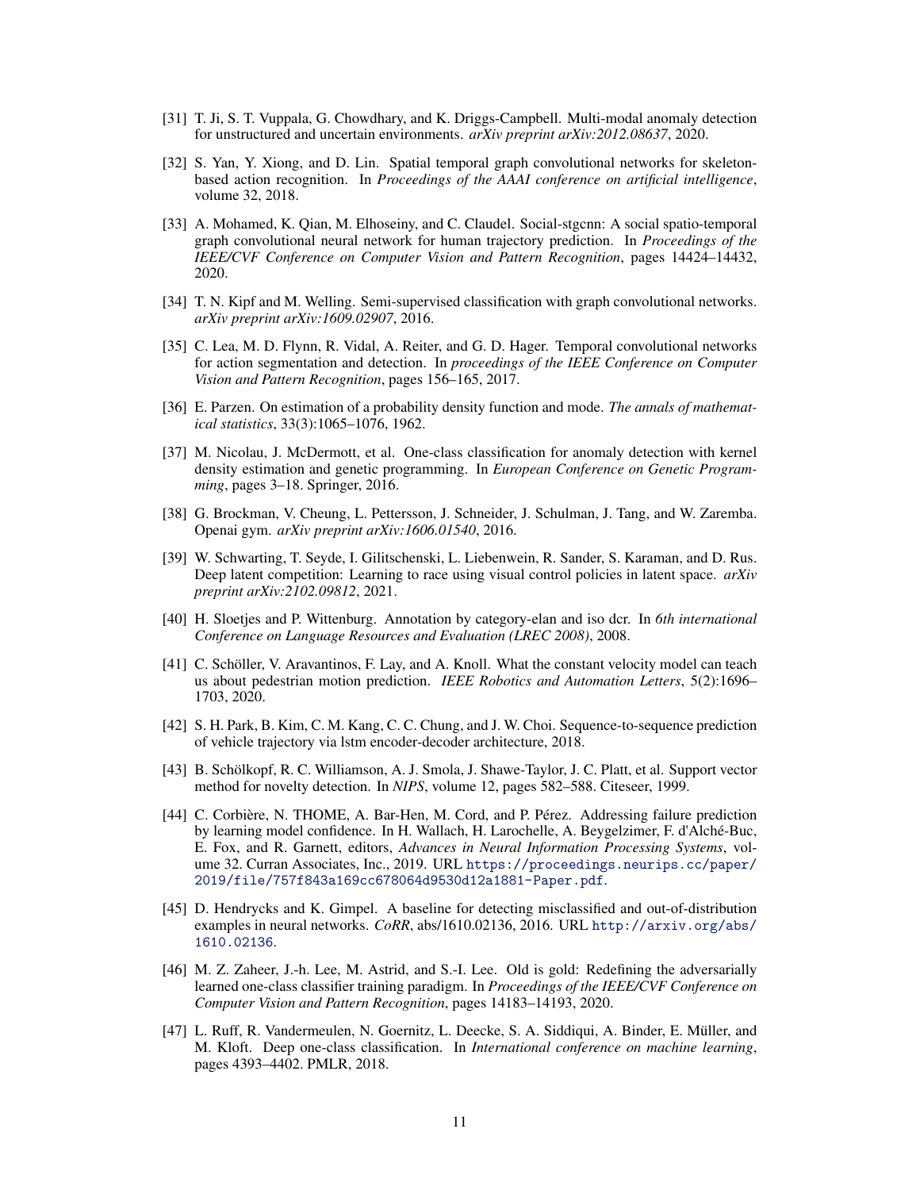[31] T. Ji, S. T. Vuppala, G. Chowdhary, and K. Driggs-Campbell. Multi-modal anomaly detection for unstructured and uncertain environments. *arXiv preprint arXiv:2012.08637*, 2020.

[32] S. Yan, Y. Xiong, and D. Lin. Spatial temporal graph convolutional networks for skeleton-based action recognition. In *Proceedings of the AAAI conference on artificial intelligence*, volume 32, 2018.

[33] A. Mohamed, K. Qian, M. Elhoseiny, and C. Claudel. Social-stgcnn: A social spatio-temporal graph convolutional neural network for human trajectory prediction. In *Proceedings of the IEEE/CVF Conference on Computer Vision and Pattern Recognition*, pages 14424–14432, 2020.

[34] T. N. Kipf and M. Welling. Semi-supervised classification with graph convolutional networks. *arXiv preprint arXiv:1609.02907*, 2016.

[35] C. Lea, M. D. Flynn, R. Vidal, A. Reiter, and G. D. Hager. Temporal convolutional networks for action segmentation and detection. In *proceedings of the IEEE Conference on Computer Vision and Pattern Recognition*, pages 156–165, 2017.

[36] E. Parzen. On estimation of a probability density function and mode. *The annals of mathematical statistics*, 33(3):1065–1076, 1962.

[37] M. Nicolau, J. McDermott, et al. One-class classification for anomaly detection with kernel density estimation and genetic programming. In *European Conference on Genetic Programming*, pages 3–18. Springer, 2016.

[38] G. Brockman, V. Cheung, L. Pettersson, J. Schneider, J. Schulman, J. Tang, and W. Zaremba. Openai gym. *arXiv preprint arXiv:1606.01540*, 2016.

[39] W. Schwarting, T. Seyde, I. Gilitschenski, L. Liebenwein, R. Sander, S. Karaman, and D. Rus. Deep latent competition: Learning to race using visual control policies in latent space. *arXiv preprint arXiv:2102.09812*, 2021.

[40] H. Sloetjes and P. Wittenburg. Annotation by category-elan and iso dcr. In *6th international Conference on Language Resources and Evaluation (LREC 2008)*, 2008.

[41] C. Schöller, V. Aravantinos, F. Lay, and A. Knoll. What the constant velocity model can teach us about pedestrian motion prediction. *IEEE Robotics and Automation Letters*, 5(2):1696–1703, 2020.

[42] S. H. Park, B. Kim, C. M. Kang, C. C. Chung, and J. W. Choi. Sequence-to-sequence prediction of vehicle trajectory via lstm encoder-decoder architecture, 2018.

[43] B. Schölkopf, R. C. Williamson, A. J. Smola, J. Shawe-Taylor, J. C. Platt, et al. Support vector method for novelty detection. In *NIPS*, volume 12, pages 582–588. Citeseer, 1999.

[44] C. Corbière, N. THOME, A. Bar-Hen, M. Cord, and P. Pérez. Addressing failure prediction by learning model confidence. In H. Wallach, H. Larochelle, A. Beygelzimer, F. d'Alché-Buc, E. Fox, and R. Garnett, editors, *Advances in Neural Information Processing Systems*, volume 32. Curran Associates, Inc., 2019. URL https://proceedings.neurips.cc/paper/2019/file/757f843a169cc678064d9530d12a1881-Paper.pdf.

[45] D. Hendrycks and K. Gimpel. A baseline for detecting misclassified and out-of-distribution examples in neural networks. *CoRR*, abs/1610.02136, 2016. URL http://arxiv.org/abs/1610.02136.

[46] M. Z. Zaheer, J.-h. Lee, M. Astrid, and S.-I. Lee. Old is gold: Redefining the adversarially learned one-class classifier training paradigm. In *Proceedings of the IEEE/CVF Conference on Computer Vision and Pattern Recognition*, pages 14183–14193, 2020.

[47] L. Ruff, R. Vandermeulen, N. Goernitz, L. Deecke, S. A. Siddiqui, A. Binder, E. Müller, and M. Kloft. Deep one-class classification. In *International conference on machine learning*, pages 4393–4402. PMLR, 2018.